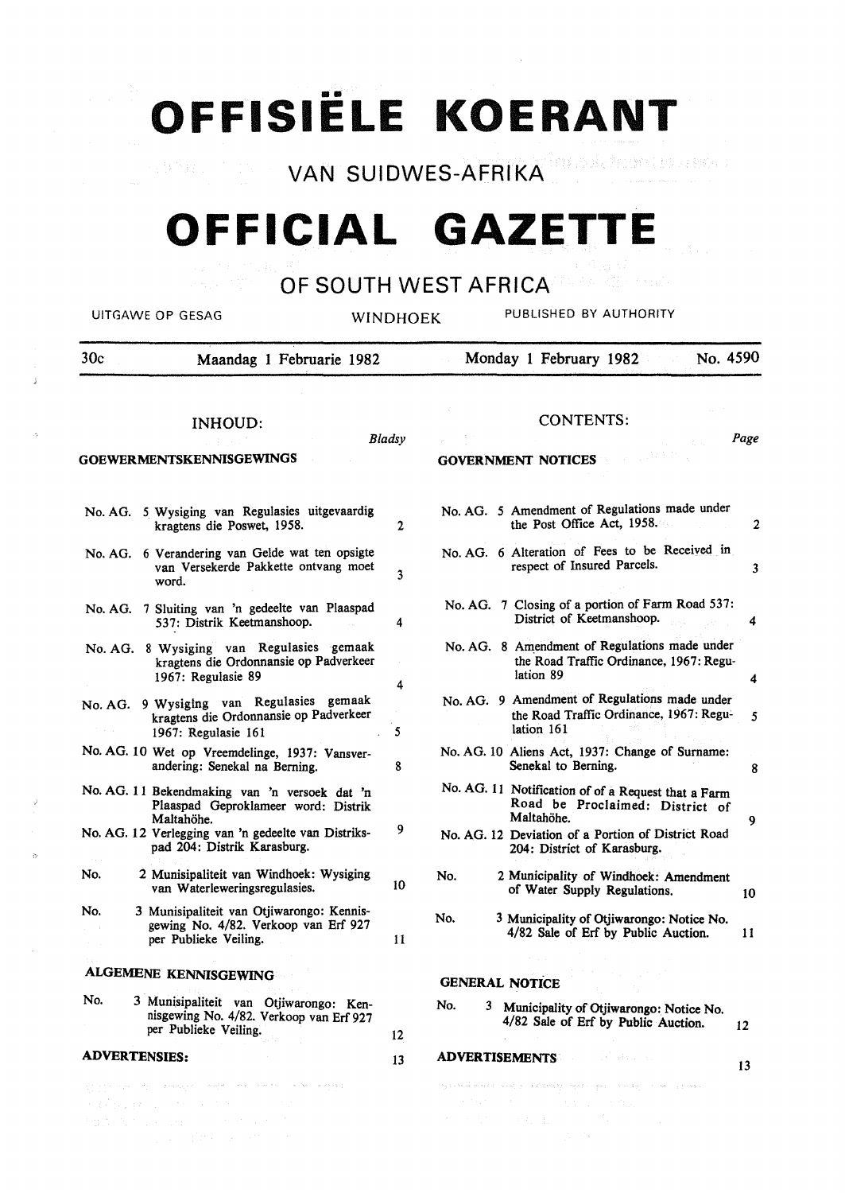# OFFISIËLE KOERANT

## VAN SUIDWES-AFRIKA

# OFFICIAL GAZETTE

## OF SOUTH WEST AFRICA

UITGAWE OP GESAG — WINDHOEK — PUBLISHED BY AUTHORITY

30c — Maandag 1 Februarie 1982 — Monday 1 February 1982 — No. 4590

### INHOUD:

*Bladsy*

**GOEWERMENTSKENNISGEWINGS**

| No. | | Bladsy |
|---|---|---|
| No. AG. 5 | Wysiging van Regulasies uitgevaardig kragtens die Poswet, 1958. | 2 |
| No. AG. 6 | Verandering van Gelde wat ten opsigte van Versekerde Pakkette ontvang moet word. | 3 |
| No. AG. 7 | Sluiting van 'n gedeelte van Plaaspad 537: Distrik Keetmanshoop. | 4 |
| No. AG. 8 | Wysiging van Regulasies gemaak kragtens die Ordonnansie op Padverkeer 1967: Regulasie 89 | 4 |
| No. AG. 9 | Wysiging van Regulasies gemaak kragtens die Ordonnansie op Padverkeer 1967: Regulasie 161 | 5 |
| No. AG. 10 | Wet op Vreemdelinge, 1937: Vansverandering: Senekal na Berning. | 8 |
| No. AG. 11 | Bekendmaking van 'n versoek dat 'n Plaaspad Geproklameer word: Distrik Maltahöhe. | 9 |
| No. AG. 12 | Verlegging van 'n gedeelte van Distrikspad 204: Distrik Karasburg. | |
| No. 2 | Munisipaliteit van Windhoek: Wysiging van Waterleweringsregulasies. | 10 |
| No. 3 | Munisipaliteit van Otjiwarongo: Kennisgewing No. 4/82. Verkoop van Erf 927 per Publieke Veiling. | 11 |

**ALGEMENE KENNISGEWING**

| No. | | Bladsy |
|---|---|---|
| No. 3 | Munisipaliteit van Otjiwarongo: Kennisgewing No. 4/82. Verkoop van Erf 927 per Publieke Veiling. | 12 |

**ADVERTENSIES:** 13

### CONTENTS:

*Page*

**GOVERNMENT NOTICES**

| No. | | Page |
|---|---|---|
| No. AG. 5 | Amendment of Regulations made under the Post Office Act, 1958. | 2 |
| No. AG. 6 | Alteration of Fees to be Received in respect of Insured Parcels. | 3 |
| No. AG. 7 | Closing of a portion of Farm Road 537: District of Keetmanshoop. | 4 |
| No. AG. 8 | Amendment of Regulations made under the Road Traffic Ordinance, 1967: Regulation 89 | 4 |
| No. AG. 9 | Amendment of Regulations made under the Road Traffic Ordinance, 1967: Regulation 161 | 5 |
| No. AG. 10 | Aliens Act, 1937: Change of Surname: Senekal to Berning. | 8 |
| No. AG. 11 | Notification of of a Request that a Farm Road be Proclaimed: District of Maltahöhe. | 9 |
| No. AG. 12 | Deviation of a Portion of District Road 204: District of Karasburg. | |
| No. 2 | Municipality of Windhoek: Amendment of Water Supply Regulations. | 10 |
| No. 3 | Municipality of Otjiwarongo: Notice No. 4/82 Sale of Erf by Public Auction. | 11 |

**GENERAL NOTICE**

| No. | | Page |
|---|---|---|
| No. 3 | Municipality of Otjiwarongo: Notice No. 4/82 Sale of Erf by Public Auction. | 12 |

**ADVERTISEMENTS** 13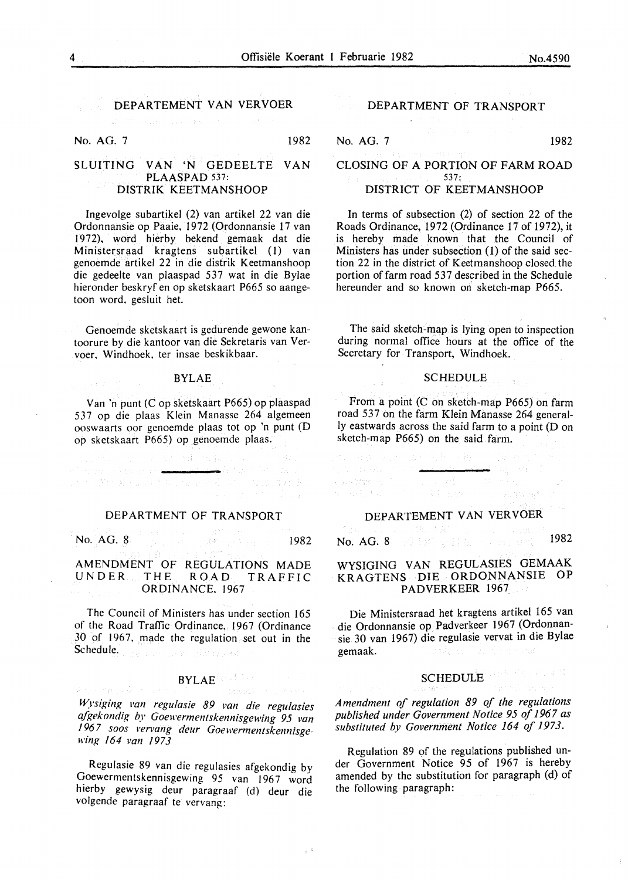## DEPARTEMENT VAN VERVOER

No. AG. 7 1982

### SLUITING VAN 'N GEDEELTE VAN PLAASPAD 537: DISTRIK KEETMANSHOOP

Ingevolge subartikel (2) van artikel 22 van die Ordonnansie op Paaie, 1972 (Ordonnansie 17 van 1972), word hierby bekend gemaak dat die Ministersraad kragtens subartikel (1) van genoemde artikel 22 in die distrik Keetmanshoop die gedeelte van plaaspad 537 wat in die Bylae hieronder beskryf en op sketskaart P665 so aangetoon word, gesluit het.

Genoemde sketskaart is gedurende gewone kantoorure by die kantoor van die Sekretaris van Vervoer, Windhoek, ter insae beskikbaar.

#### BYLAE

Van 'n punt (C op sketskaart P665) op plaaspad 537 op die plaas Klein Manasse 264 algemeen ooswaarts oor genoemde plaas tot op 'n punt (D op sketskaart P665) op genoemde plaas.

## DEPARTMENT OF TRANSPORT

No. AG. 7 1982

### CLOSING OF A PORTION OF FARM ROAD 537: DISTRICT OF KEETMANSHOOP

In terms of subsection (2) of section 22 of the Roads Ordinance, 1972 (Ordinance 17 of 1972), it is hereby made known that the Council of Ministers has under subsection (1) of the said section 22 in the district of Keetmanshoop closed the portion of farm road 537 described in the Schedule hereunder and so known on sketch-map P665.

The said sketch-map is lying open to inspection during normal office hours at the office of the Secretary for Transport, Windhoek.

#### SCHEDULE

From a point (C on sketch-map P665) on farm road 537 on the farm Klein Manasse 264 generally eastwards across the said farm to a point (D on sketch-map P665) on the said farm.

---

## DEPARTMENT OF TRANSPORT

No. AG. 8 1982

### AMENDMENT OF REGULATIONS MADE UNDER THE ROAD TRAFFIC ORDINANCE, 1967

The Council of Ministers has under section 165 of the Road Traffic Ordinance, 1967 (Ordinance 30 of 1967, made the regulation set out in the Schedule.

#### SCHEDULE

*Amendment of regulation 89 of the regulations published under Government Notice 95 of 1967 as substituted by Government Notice 164 of 1973.*

Regulation 89 of the regulations published under Government Notice 95 of 1967 is hereby amended by the substitution for paragraph (d) of the following paragraph:

## DEPARTEMENT VAN VERVOER

No. AG. 8 1982

### WYSIGING VAN REGULASIES GEMAAK KRAGTENS DIE ORDONNANSIE OP PADVERKEER 1967

Die Ministersraad het kragtens artikel 165 van die Ordonnansie op Padverkeer 1967 (Ordonnansie 30 van 1967) die regulasie vervat in die Bylae gemaak.

#### BYLAE

*Wysiging van regulasie 89 van die regulasies afgekondig by Goewermentskennisgewing 95 van 1967 soos vervang deur Goewermentskennisgewing 164 van 1973*

Regulasie 89 van die regulasies afgekondig by Goewermentskennisgewing 95 van 1967 word hierby gewysig deur paragraaf (d) deur die volgende paragraaf te vervang: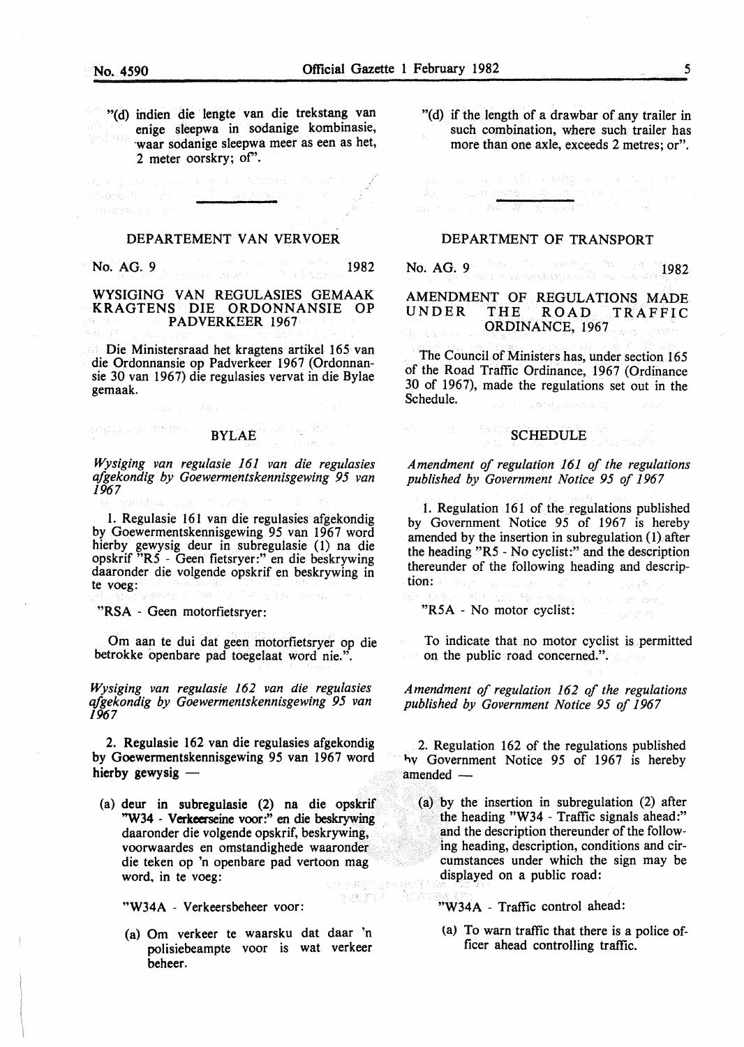"(d) indien die lengte van die trekstang van enige sleepwa in sodanige kombinasie, waar sodanige sleepwa meer as een as het, 2 meter oorskry; of".

---

## DEPARTEMENT VAN VERVOER

No. AG. 9 1982

### WYSIGING VAN REGULASIES GEMAAK KRAGTENS DIE ORDONNANSIE OP PADVERKEER 1967

Die Ministersraad het kragtens artikel 165 van die Ordonnansie op Padverkeer 1967 (Ordonnansie 30 van 1967) die regulasies vervat in die Bylae gemaak.

### BYLAE

*Wysiging van regulasie 161 van die regulasies afgekondig by Goewermentskennisgewing 95 van 1967*

1. Regulasie 161 van die regulasies afgekondig by Goewermentskennisgewing 95 van 1967 word hierby gewysig deur in subregulasie (1) na die opskrif "R5 - Geen fietsryer:" en die beskrywing daaronder die volgende opskrif en beskrywing in te voeg:

"RSA - Geen motorfietsryer:

Om aan te dui dat geen motorfietsryer op die betrokke openbare pad toegelaat word nie.".

*Wysiging van regulasie 162 van die regulasies afgekondig by Goewermentskennisgewing 95 van 1967*

2. Regulasie 162 van die regulasies afgekondig by Goewermentskennisgewing 95 van 1967 word hierby gewysig —

(a) deur in subregulasie (2) na die opskrif "W34 - Verkeerseine voor:" en die beskrywing daaronder die volgende opskrif, beskrywing, voorwaardes en omstandighede waaronder die teken op 'n openbare pad vertoon mag word, in te voeg:

"W34A - Verkeersbeheer voor:

(a) Om verkeer te waarsku dat daar 'n polisiebeampte voor is wat verkeer beheer.

---

"(d) if the length of a drawbar of any trailer in such combination, where such trailer has more than one axle, exceeds 2 metres; or".

---

## DEPARTMENT OF TRANSPORT

No. AG. 9 1982

### AMENDMENT OF REGULATIONS MADE UNDER THE ROAD TRAFFIC ORDINANCE, 1967

The Council of Ministers has, under section 165 of the Road Traffic Ordinance, 1967 (Ordinance 30 of 1967), made the regulations set out in the Schedule.

### SCHEDULE

*Amendment of regulation 161 of the regulations published by Government Notice 95 of 1967*

1. Regulation 161 of the regulations published by Government Notice 95 of 1967 is hereby amended by the insertion in subregulation (1) after the heading "R5 - No cyclist:" and the description thereunder of the following heading and description:

"R5A - No motor cyclist:

To indicate that no motor cyclist is permitted on the public road concerned.".

*Amendment of regulation 162 of the regulations published by Government Notice 95 of 1967*

2. Regulation 162 of the regulations published by Government Notice 95 of 1967 is hereby amended —

(a) by the insertion in subregulation (2) after the heading "W34 - Traffic signals ahead:" and the description thereunder of the following heading, description, conditions and circumstances under which the sign may be displayed on a public road:

"W34A - Traffic control ahead:

(a) To warn traffic that there is a police officer ahead controlling traffic.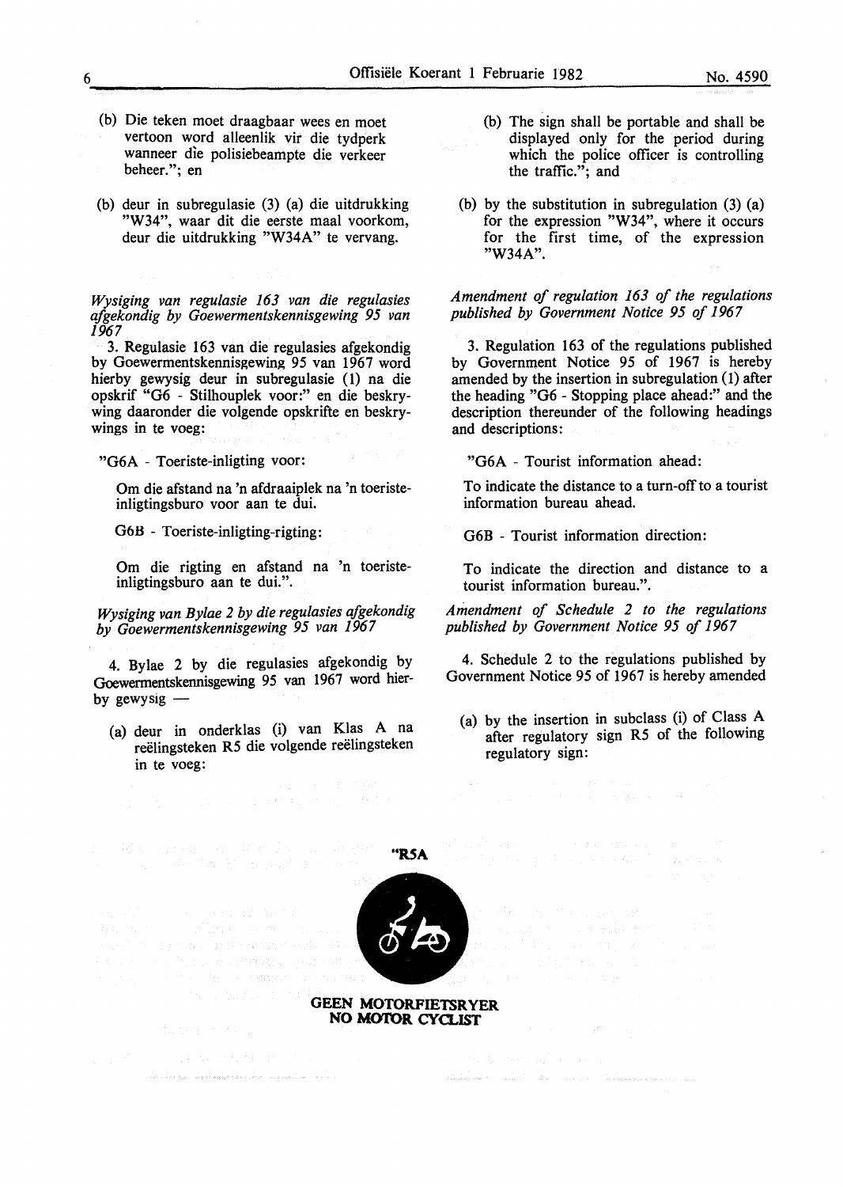(b) Die teken moet draagbaar wees en moet vertoon word alleenlik vir die tydperk wanneer die polisiebeampte die verkeer beheer."; en

(b) deur in subregulasie (3) (a) die uitdrukking "W34", waar dit die eerste maal voorkom, deur die uitdrukking "W34A" te vervang.

*Wysiging van regulasie 163 van die regulasies afgekondig by Goewermentskennisgewing 95 van 1967*

3. Regulasie 163 van die regulasies afgekondig by Goewermentskennisgewing 95 van 1967 word hierby gewysig deur in subregulasie (1) na die opskrif "G6 - Stilhouplek voor:" en die beskrywing daaronder die volgende opskrifte en beskrywings in te voeg:

"G6A - Toeriste-inligting voor:

Om die afstand na 'n afdraaiplek na 'n toeriste-inligtingsburo voor aan te dui.

G6B - Toeriste-inligting-rigting:

Om die rigting en afstand na 'n toeriste-inligtingsburo aan te dui.".

*Wysiging van Bylae 2 by die regulasies afgekondig by Goewermentskennisgewing 95 van 1967*

4. Bylae 2 by die regulasies afgekondig by Goewermentskennisgewing 95 van 1967 word hierby gewysig —

(a) deur in onderklas (i) van Klas A na reëlingsteken R5 die volgende reëlingsteken in te voeg:

(b) The sign shall be portable and shall be displayed only for the period during which the police officer is controlling the traffic."; and

(b) by the substitution in subregulation (3) (a) for the expression "W34", where it occurs for the first time, of the expression "W34A".

*Amendment of regulation 163 of the regulations published by Government Notice 95 of 1967*

3. Regulation 163 of the regulations published by Government Notice 95 of 1967 is hereby amended by the insertion in subregulation (1) after the heading "G6 - Stopping place ahead:" and the description thereunder of the following headings and descriptions:

"G6A - Tourist information ahead:

To indicate the distance to a turn-off to a tourist information bureau ahead.

G6B - Tourist information direction:

To indicate the direction and distance to a tourist information bureau.".

*Amendment of Schedule 2 to the regulations published by Government Notice 95 of 1967*

4. Schedule 2 to the regulations published by Government Notice 95 of 1967 is hereby amended

(a) by the insertion in subclass (i) of Class A after regulatory sign R5 of the following regulatory sign:

**"R5A**

**GEEN MOTORFIETSRYER**
**NO MOTOR CYCLIST**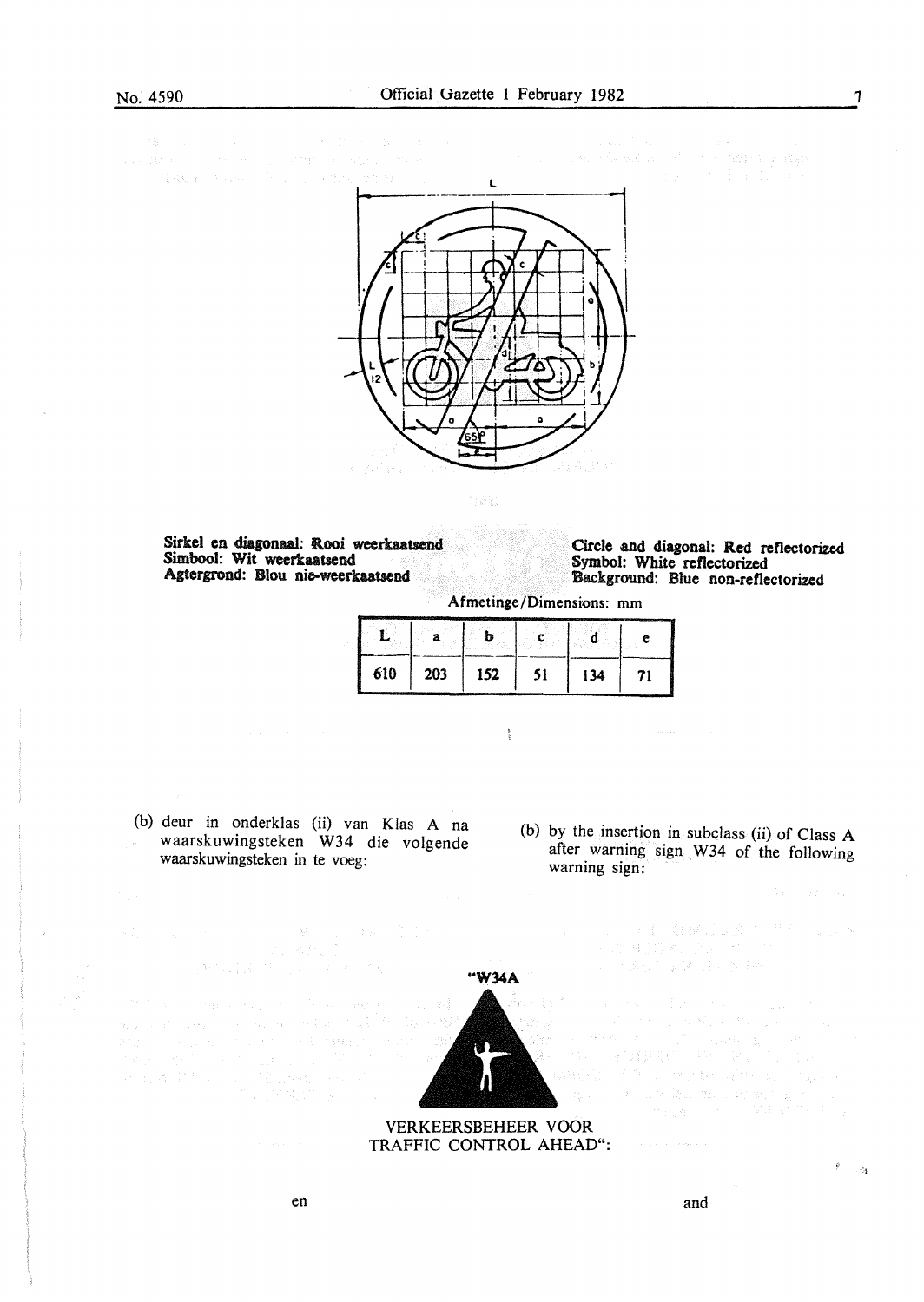Sirkel en diagonaal: Rooi weerkaatsend
Simbool: Wit weerkaatsend
Agtergrond: Blou nie-weerkaatsend

Circle and diagonal: Red reflectorized
Symbol: White reflectorized
Background: Blue non-reflectorized

Afmetinge/Dimensions: mm

| L | a | b | c | d | e |
|---|---|---|---|---|---|
| 610 | 203 | 152 | 51 | 134 | 71 |

(b) deur in onderklas (ii) van Klas A na waarskuwingsteken W34 die volgende waarskuwingsteken in te voeg:

(b) by the insertion in subclass (ii) of Class A after warning sign W34 of the following warning sign:

"W34A

VERKEERSBEHEER VOOR
TRAFFIC CONTROL AHEAD":

en

and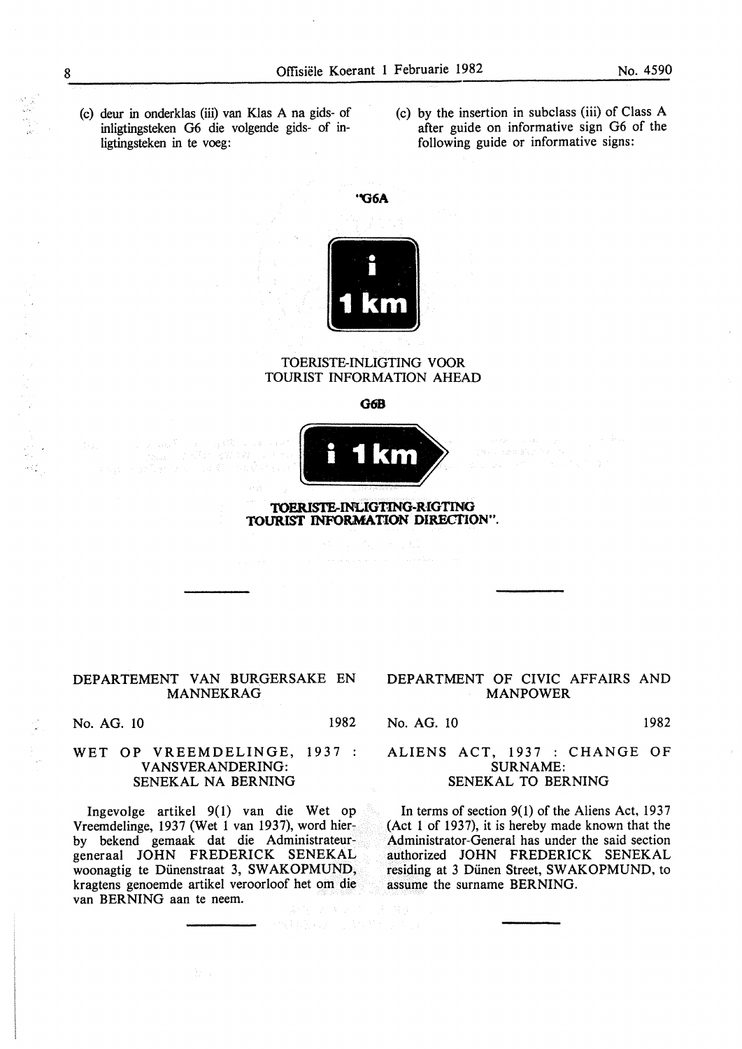(c) deur in onderklas (iii) van Klas A na gids- of inligtingsteken G6 die volgende gids- of inligtingsteken in te voeg:

(c) by the insertion in subclass (iii) of Class A after guide on informative sign G6 of the following guide or informative signs:

**"G6A**

i
1 km

TOERISTE-INLIGTING VOOR
TOURIST INFORMATION AHEAD

**G6B**

i 1 km

**TOERISTE-INLIGTING-RIGTING**
**TOURIST INFORMATION DIRECTION".**

---

## DEPARTEMENT VAN BURGERSAKE EN MANNEKRAG

No. AG. 10 1982

### WET OP VREEMDELINGE, 1937 : VANSVERANDERING: SENEKAL NA BERNING

Ingevolge artikel 9(1) van die Wet op Vreemdelinge, 1937 (Wet 1 van 1937), word hierby bekend gemaak dat die Administrateur-generaal JOHN FREDERICK SENEKAL woonagtig te Dünenstraat 3, SWAKOPMUND, kragtens genoemde artikel veroorloof het om die van BERNING aan te neem.

## DEPARTMENT OF CIVIC AFFAIRS AND MANPOWER

No. AG. 10 1982

### ALIENS ACT, 1937 : CHANGE OF SURNAME: SENEKAL TO BERNING

In terms of section 9(1) of the Aliens Act, 1937 (Act 1 of 1937), it is hereby made known that the Administrator-General has under the said section authorized JOHN FREDERICK SENEKAL residing at 3 Dünen Street, SWAKOPMUND, to assume the surname BERNING.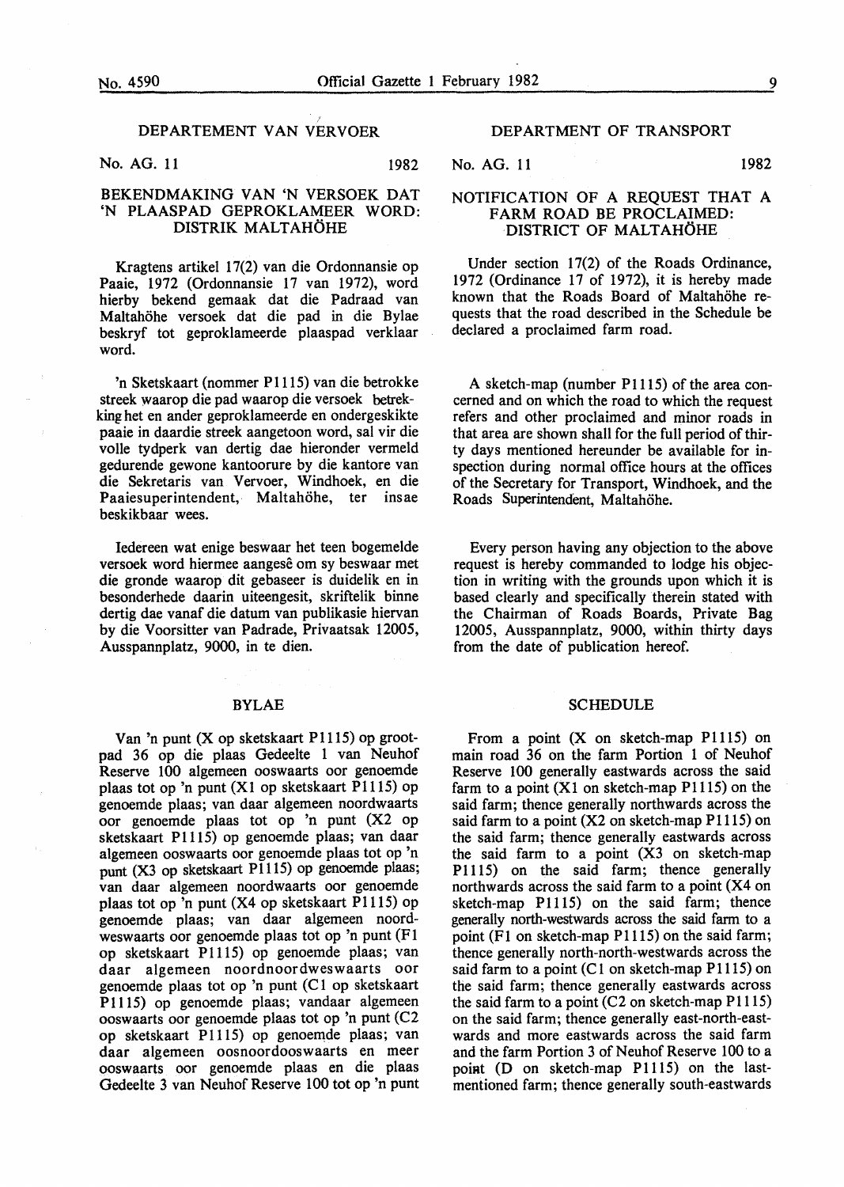## DEPARTEMENT VAN VERVOER

No. AG. 11 1982

### BEKENDMAKING VAN 'N VERSOEK DAT 'N PLAASPAD GEPROKLAMEER WORD: DISTRIK MALTAHÖHE

Kragtens artikel 17(2) van die Ordonnansie op Paaie, 1972 (Ordonnansie 17 van 1972), word hierby bekend gemaak dat die Padraad van Maltahöhe versoek dat die pad in die Bylae beskryf tot geproklameerde plaaspad verklaar word.

'n Sketskaart (nommer P1115) van die betrokke streek waarop die pad waarop die versoek betrekking het en ander geproklameerde en ondergeskikte paaie in daardie streek aangetoon word, sal vir die volle tydperk van dertig dae hieronder vermeld gedurende gewone kantoorure by die kantore van die Sekretaris van Vervoer, Windhoek, en die Paaiesuperintendent, Maltahöhe, ter insae beskikbaar wees.

Iedereen wat enige beswaar het teen bogemelde versoek word hiermee aangesê om sy beswaar met die gronde waarop dit gebaseer is duidelik en in besonderhede daarin uiteengesit, skriftelik binne dertig dae vanaf die datum van publikasie hiervan by die Voorsitter van Padrade, Privaatsak 12005, Ausspannplatz, 9000, in te dien.

#### BYLAE

Van 'n punt (X op sketskaart P1115) op grootpad 36 op die plaas Gedeelte 1 van Neuhof Reserve 100 algemeen ooswaarts oor genoemde plaas tot op 'n punt (X1 op sketskaart P1115) op genoemde plaas; van daar algemeen noordwaarts oor genoemde plaas tot op 'n punt (X2 op sketskaart P1115) op genoemde plaas; van daar algemeen ooswaarts oor genoemde plaas tot op 'n punt (X3 op sketskaart P1115) op genoemde plaas; van daar algemeen noordwaarts oor genoemde plaas tot op 'n punt (X4 op sketskaart P1115) op genoemde plaas; van daar algemeen noordweswaarts oor genoemde plaas tot op 'n punt (F1 op sketskaart P1115) op genoemde plaas; van daar algemeen noordnoordweswaarts oor genoemde plaas tot op 'n punt (C1 op sketskaart P1115) op genoemde plaas; vandaar algemeen ooswaarts oor genoemde plaas tot op 'n punt (C2 op sketskaart P1115) op genoemde plaas; van daar algemeen oosnoordooswaarts en meer ooswaarts oor genoemde plaas en die plaas Gedeelte 3 van Neuhof Reserve 100 tot op 'n punt

## DEPARTMENT OF TRANSPORT

No. AG. 11 1982

### NOTIFICATION OF A REQUEST THAT A FARM ROAD BE PROCLAIMED: DISTRICT OF MALTAHÖHE

Under section 17(2) of the Roads Ordinance, 1972 (Ordinance 17 of 1972), it is hereby made known that the Roads Board of Maltahöhe requests that the road described in the Schedule be declared a proclaimed farm road.

A sketch-map (number P1115) of the area concerned and on which the road to which the request refers and other proclaimed and minor roads in that area are shown shall for the full period of thirty days mentioned hereunder be available for inspection during normal office hours at the offices of the Secretary for Transport, Windhoek, and the Roads Superintendent, Maltahöhe.

Every person having any objection to the above request is hereby commanded to lodge his objection in writing with the grounds upon which it is based clearly and specifically therein stated with the Chairman of Roads Boards, Private Bag 12005, Ausspannplatz, 9000, within thirty days from the date of publication hereof.

#### SCHEDULE

From a point (X on sketch-map P1115) on main road 36 on the farm Portion 1 of Neuhof Reserve 100 generally eastwards across the said farm to a point (X1 on sketch-map P1115) on the said farm; thence generally northwards across the said farm to a point (X2 on sketch-map P1115) on the said farm; thence generally eastwards across the said farm to a point (X3 on sketch-map P1115) on the said farm; thence generally northwards across the said farm to a point (X4 on sketch-map P1115) on the said farm; thence generally north-westwards across the said farm to a point (F1 on sketch-map P1115) on the said farm; thence generally north-north-westwards across the said farm to a point (C1 on sketch-map P1115) on the said farm; thence generally eastwards across the said farm to a point (C2 on sketch-map P1115) on the said farm; thence generally east-north-eastwards and more eastwards across the said farm and the farm Portion 3 of Neuhof Reserve 100 to a point (D on sketch-map P1115) on the last-mentioned farm; thence generally south-eastwards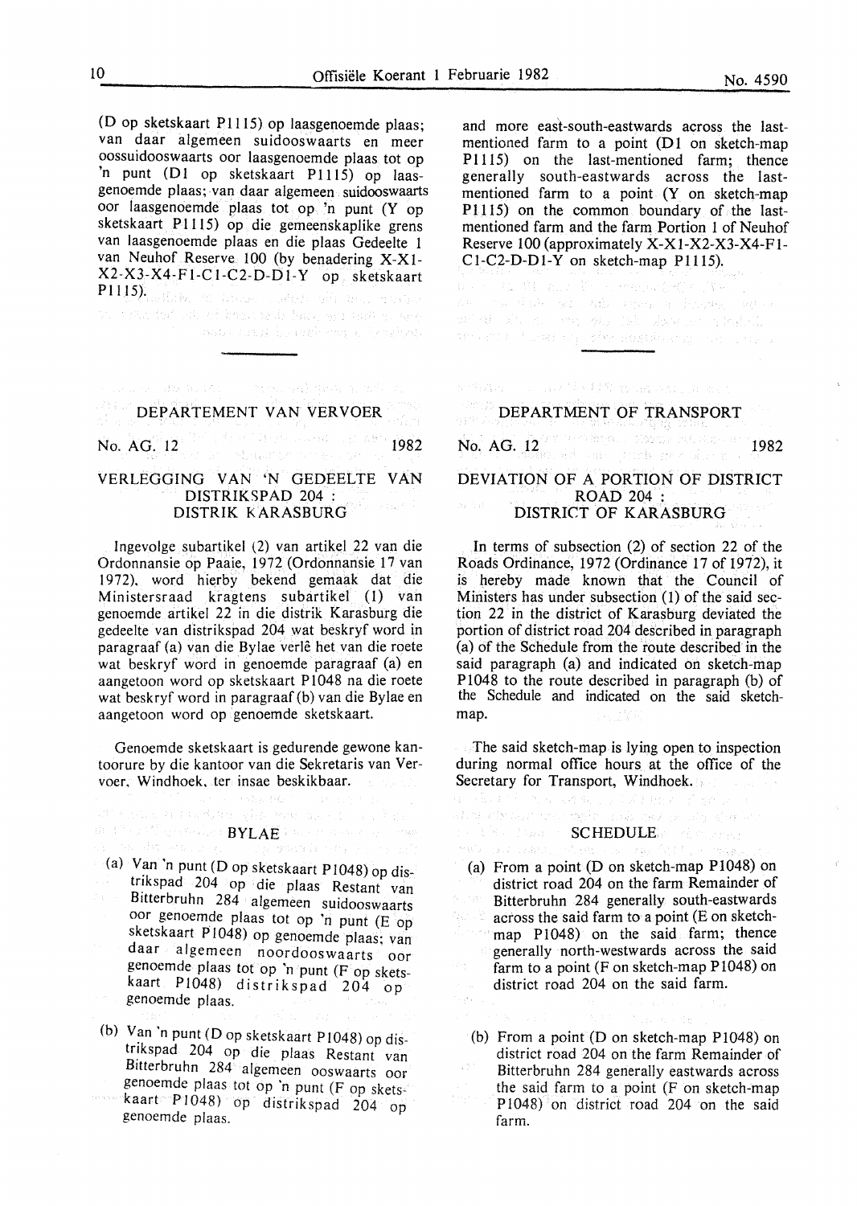(D op sketskaart P1115) op laasgenoemde plaas; van daar algemeen suidooswaarts en meer oossuidooswaarts oor laasgenoemde plaas tot op 'n punt (D1 op sketskaart P1115) op laasgenoemde plaas; van daar algemeen suidooswaarts oor laasgenoemde plaas tot op 'n punt (Y op sketskaart P1115) op die gemeenskaplike grens van laasgenoemde plaas en die plaas Gedeelte 1 van Neuhof Reserve 100 (by benadering X-X1-X2-X3-X4-F1-C1-C2-D-D1-Y op sketskaart P1115).

---

## DEPARTEMENT VAN VERVOER

No. AG. 12 1982

### VERLEGGING VAN 'N GEDEELTE VAN DISTRIKSPAD 204 : DISTRIK KARASBURG

Ingevolge subartikel (2) van artikel 22 van die Ordonnansie op Paaie, 1972 (Ordonnansie 17 van 1972), word hierby bekend gemaak dat die Ministersraad kragtens subartikel (1) van genoemde artikel 22 in die distrik Karasburg die gedeelte van distrikspad 204 wat beskryf word in paragraaf (a) van die Bylae verlê het van die roete wat beskryf word in genoemde paragraaf (a) en aangetoon word op sketskaart P1048 na die roete wat beskryf word in paragraaf (b) van die Bylae en aangetoon word op genoemde sketskaart.

Genoemde sketskaart is gedurende gewone kantoorure by die kantoor van die Sekretaris van Vervoer, Windhoek, ter insae beskikbaar.

#### BYLAE

(a) Van 'n punt (D op sketskaart P1048) op distrikspad 204 op die plaas Restant van Bitterbruhn 284 algemeen suidooswaarts oor genoemde plaas tot op 'n punt (E op sketskaart P1048) op genoemde plaas; van daar algemeen noordooswaarts oor genoemde plaas tot op 'n punt (F op sketskaart P1048) distrikspad 204 op genoemde plaas.

(b) Van 'n punt (D op sketskaart P1048) op distrikspad 204 op die plaas Restant van Bitterbruhn 284 algemeen ooswaarts oor genoemde plaas tot op 'n punt (F op sketskaart P1048) op distrikspad 204 op genoemde plaas.

---

and more east-south-eastwards across the last-mentioned farm to a point (D1 on sketch-map P1115) on the last-mentioned farm; thence generally south-eastwards across the last-mentioned farm to a point (Y on sketch-map P1115) on the common boundary of the last-mentioned farm and the farm Portion 1 of Neuhof Reserve 100 (approximately X-X1-X2-X3-X4-F1-C1-C2-D-D1-Y on sketch-map P1115).

---

## DEPARTMENT OF TRANSPORT

No. AG. 12 1982

### DEVIATION OF A PORTION OF DISTRICT ROAD 204 : DISTRICT OF KARASBURG

In terms of subsection (2) of section 22 of the Roads Ordinance, 1972 (Ordinance 17 of 1972), it is hereby made known that the Council of Ministers has under subsection (1) of the said section 22 in the district of Karasburg deviated the portion of district road 204 described in paragraph (a) of the Schedule from the route described in the said paragraph (a) and indicated on sketch-map P1048 to the route described in paragraph (b) of the Schedule and indicated on the said sketch-map.

The said sketch-map is lying open to inspection during normal office hours at the office of the Secretary for Transport, Windhoek.

#### SCHEDULE

(a) From a point (D on sketch-map P1048) on district road 204 on the farm Remainder of Bitterbruhn 284 generally south-eastwards across the said farm to a point (E on sketch-map P1048) on the said farm; thence generally north-westwards across the said farm to a point (F on sketch-map P1048) on district road 204 on the said farm.

(b) From a point (D on sketch-map P1048) on district road 204 on the farm Remainder of Bitterbruhn 284 generally eastwards across the said farm to a point (F on sketch-map P1048) on district road 204 on the said farm.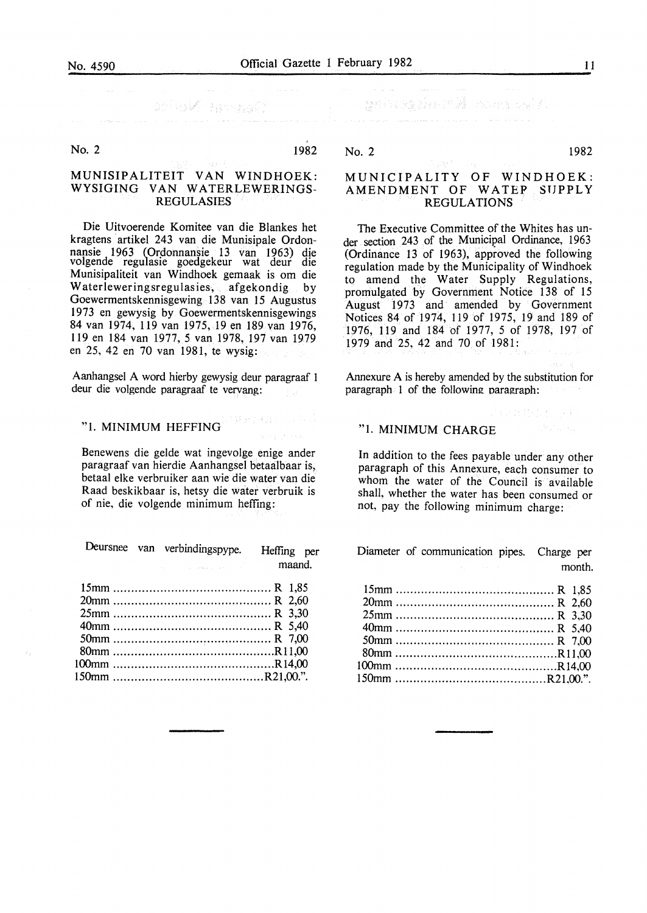No. 2 1982

## MUNISIPALITEIT VAN WINDHOEK: WYSIGING VAN WATERLEWERINGS-REGULASIES

Die Uitvoerende Komitee van die Blankes het kragtens artikel 243 van die Munisipale Ordonnansie 1963 (Ordonnansie 13 van 1963) die volgende regulasie goedgekeur wat deur die Munisipaliteit van Windhoek gemaak is om die Waterleweringsregulasies, afgekondig by Goewermentskennisgewing 138 van 15 Augustus 1973 en gewysig by Goewermentskennisgewings 84 van 1974, 119 van 1975, 19 en 189 van 1976, 119 en 184 van 1977, 5 van 1978, 197 van 1979 en 25, 42 en 70 van 1981, te wysig:

Aanhangsel A word hierby gewysig deur paragraaf 1 deur die volgende paragraaf te vervang:

"1. MINIMUM HEFFING

Benewens die gelde wat ingevolge enige ander paragraaf van hierdie Aanhangsel betaalbaar is, betaal elke verbruiker aan wie die water van die Raad beskikbaar is, hetsy die water verbruik is of nie, die volgende minimum heffing:

| Deursnee van verbindingspype. | Heffing per maand. |
|---|---|
| 15mm | R 1,85 |
| 20mm | R 2,60 |
| 25mm | R 3,30 |
| 40mm | R 5,40 |
| 50mm | R 7,00 |
| 80mm | R11,00 |
| 100mm | R14,00 |
| 150mm | R21,00.". |

No. 2 1982

## MUNICIPALITY OF WINDHOEK: AMENDMENT OF WATER SUPPLY REGULATIONS

The Executive Committee of the Whites has under section 243 of the Municipal Ordinance, 1963 (Ordinance 13 of 1963), approved the following regulation made by the Municipality of Windhoek to amend the Water Supply Regulations, promulgated by Government Notice 138 of 15 August 1973 and amended by Government Notices 84 of 1974, 119 of 1975, 19 and 189 of 1976, 119 and 184 of 1977, 5 of 1978, 197 of 1979 and 25, 42 and 70 of 1981:

Annexure A is hereby amended by the substitution for paragraph 1 of the following paragraph:

"1. MINIMUM CHARGE

In addition to the fees payable under any other paragraph of this Annexure, each consumer to whom the water of the Council is available shall, whether the water has been consumed or not, pay the following minimum charge:

| Diameter of communication pipes. | Charge per month. |
|---|---|
| 15mm | R 1,85 |
| 20mm | R 2,60 |
| 25mm | R 3,30 |
| 40mm | R 5,40 |
| 50mm | R 7,00 |
| 80mm | R11,00 |
| 100mm | R14,00 |
| 150mm | R21,00.". |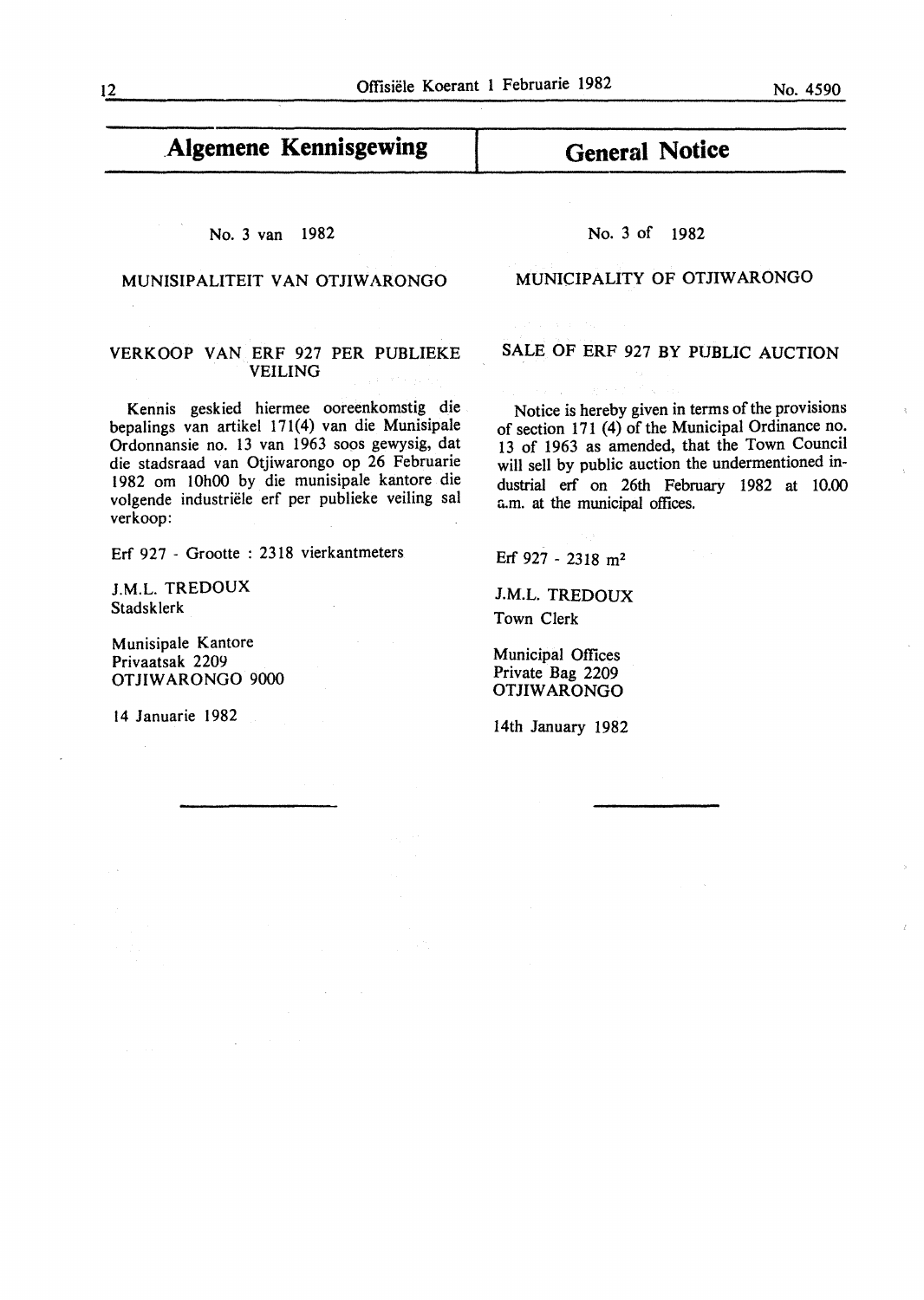## Algemene Kennisgewing

No. 3 van 1982

MUNISIPALITEIT VAN OTJIWARONGO

VERKOOP VAN ERF 927 PER PUBLIEKE VEILING

Kennis geskied hiermee ooreenkomstig die bepalings van artikel 171(4) van die Munisipale Ordonnansie no. 13 van 1963 soos gewysig, dat die stadsraad van Otjiwarongo op 26 Februarie 1982 om 10h00 by die munisipale kantore die volgende industriële erf per publieke veiling sal verkoop:

Erf 927 - Grootte : 2318 vierkantmeters

J.M.L. TREDOUX
Stadsklerk

Munisipale Kantore
Privaatsak 2209
OTJIWARONGO 9000

14 Januarie 1982

## General Notice

No. 3 of 1982

MUNICIPALITY OF OTJIWARONGO

SALE OF ERF 927 BY PUBLIC AUCTION

Notice is hereby given in terms of the provisions of section 171 (4) of the Municipal Ordinance no. 13 of 1963 as amended, that the Town Council will sell by public auction the undermentioned industrial erf on 26th February 1982 at 10.00 a.m. at the municipal offices.

Erf 927 - 2318 $m^2$

J.M.L. TREDOUX
Town Clerk

Municipal Offices
Private Bag 2209
OTJIWARONGO

14th January 1982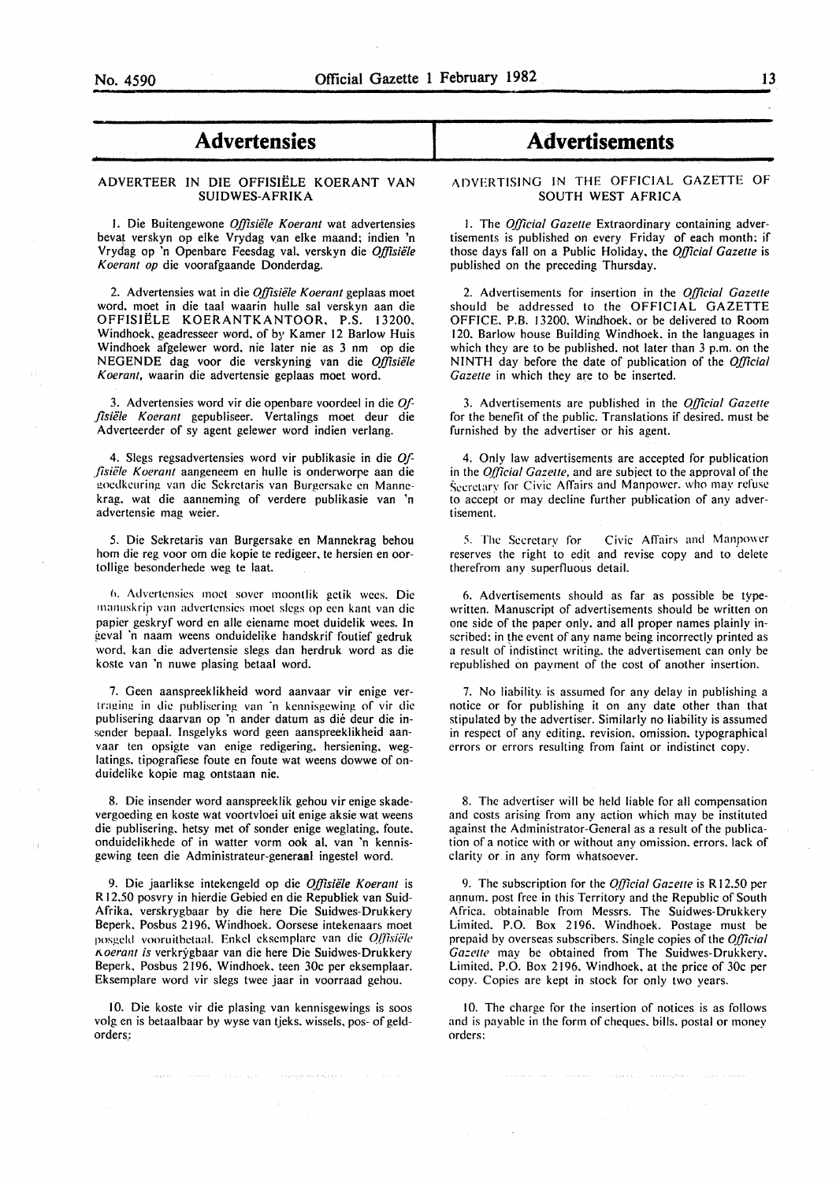# Advertensies

## ADVERTEER IN DIE OFFISIËLE KOERANT VAN SUIDWES-AFRIKA

1. Die Buitengewone *Offisiële Koerant* wat advertensies bevat verskyn op elke Vrydag van elke maand; indien 'n Vrydag op 'n Openbare Feesdag val, verskyn die *Offisiële Koerant op* die voorafgaande Donderdag.

2. Advertensies wat in die *Offisiële Koerant* geplaas moet word, moet in die taal waarin hulle sal verskyn aan die OFFISIËLE KOERANTKANTOOR, P.S. 13200, Windhoek, geadresseer word, of by Kamer 12 Barlow Huis Windhoek afgelewer word, nie later nie as 3 nm op die NEGENDE dag voor die verskyning van die *Offisiële Koerant*, waarin die advertensie geplaas moet word.

3. Advertensies word vir die openbare voordeel in die *Offisiële Koerant* gepubliseer. Vertalings moet deur die Adverteerder of sy agent gelewer word indien verlang.

4. Slegs regsadvertensies word vir publikasie in die *Offisiële Koerant* aangeneem en hulle is onderworpe aan die goedkeuring van die Sekretaris van Burgersake en Mannekrag, wat die aanneming of verdere publikasie van 'n advertensie mag weier.

5. Die Sekretaris van Burgersake en Mannekrag behou hom die reg voor om die kopie te redigeer, te hersien en oortollige besonderhede weg te laat.

6. Advertensies moet sover moontlik getik wees. Die manuskrip van advertensies moet slegs op een kant van die papier geskryf word en alle eiename moet duidelik wees. In geval 'n naam weens onduidelike handskrif foutief gedruk word, kan die advertensie slegs dan herdruk word as die koste van 'n nuwe plasing betaal word.

7. Geen aanspreeklikheid word aanvaar vir enige vertraging in die publisering van 'n kennisgewing of vir die publisering daarvan op 'n ander datum as dié deur die insender bepaal. Insgelyks word geen aanspreeklikheid aanvaar ten opsigte van enige redigering, hersiening, weglatings, tipografiese foute en foute wat weens dowwe of onduidelike kopie mag ontstaan nie.

8. Die insender word aanspreeklik gehou vir enige skadevergoeding en koste wat voortvloei uit enige aksie wat weens die publisering, hetsy met of sonder enige weglating, foute, onduidelikhede of in watter vorm ook al, van 'n kennisgewing teen die Administrateur-generaal ingestel word.

9. Die jaarlikse intekengeld op die *Offisiële Koerant* is R12,50 posvry in hierdie Gebied en die Republiek van Suid-Afrika, verskrygbaar by die here Die Suidwes-Drukkery Beperk, Posbus 2196, Windhoek. Oorsese intekenaars moet posgeld vooruitbetaal. Enkel eksemplare van die *Offisiële Koerant is* verkrygbaar van die here Die Suidwes-Drukkery Beperk, Posbus 2196, Windhoek, teen 30c per eksemplaar. Eksemplare word vir slegs twee jaar in voorraad gehou.

10. Die koste vir die plasing van kennisgewings is soos volg en is betaalbaar by wyse van tjeks, wissels, pos- of geldorders:

# Advertisements

## ADVERTISING IN THE OFFICIAL GAZETTE OF SOUTH WEST AFRICA

1. The *Official Gazette* Extraordinary containing advertisements is published on every Friday of each month; if those days fall on a Public Holiday, the *Official Gazette* is published on the preceding Thursday.

2. Advertisements for insertion in the *Official Gazette* should be addressed to the OFFICIAL GAZETTE OFFICE, P.B. 13200, Windhoek, or be delivered to Room 120, Barlow house Building Windhoek, in the languages in which they are to be published, not later than 3 p.m. on the NINTH day before the date of publication of the *Official Gazette* in which they are to be inserted.

3. Advertisements are published in the *Official Gazette* for the benefit of the public. Translations if desired, must be furnished by the advertiser or his agent.

4. Only law advertisements are accepted for publication in the *Official Gazette*, and are subject to the approval of the Secretary for Civic Affairs and Manpower, who may refuse to accept or may decline further publication of any advertisement.

5. The Secretary for Civic Affairs and Manpower reserves the right to edit and revise copy and to delete therefrom any superfluous detail.

6. Advertisements should as far as possible be typewritten. Manuscript of advertisements should be written on one side of the paper only, and all proper names plainly inscribed; in the event of any name being incorrectly printed as a result of indistinct writing, the advertisement can only be republished on payment of the cost of another insertion.

7. No liability is assumed for any delay in publishing a notice or for publishing it on any date other than that stipulated by the advertiser. Similarly no liability is assumed in respect of any editing, revision, omission, typographical errors or errors resulting from faint or indistinct copy.

8. The advertiser will be held liable for all compensation and costs arising from any action which may be instituted against the Administrator-General as a result of the publication of a notice with or without any omission, errors, lack of clarity or in any form whatsoever.

9. The subscription for the *Official Gazette* is R12,50 per annum, post free in this Territory and the Republic of South Africa, obtainable from Messrs. The Suidwes-Drukkery Limited, P.O. Box 2196, Windhoek. Postage must be prepaid by overseas subscribers. Single copies of the *Official Gazette* may be obtained from The Suidwes-Drukkery, Limited, P.O. Box 2196, Windhoek, at the price of 30c per copy. Copies are kept in stock for only two years.

10. The charge for the insertion of notices is as follows and is payable in the form of cheques, bills, postal or money orders: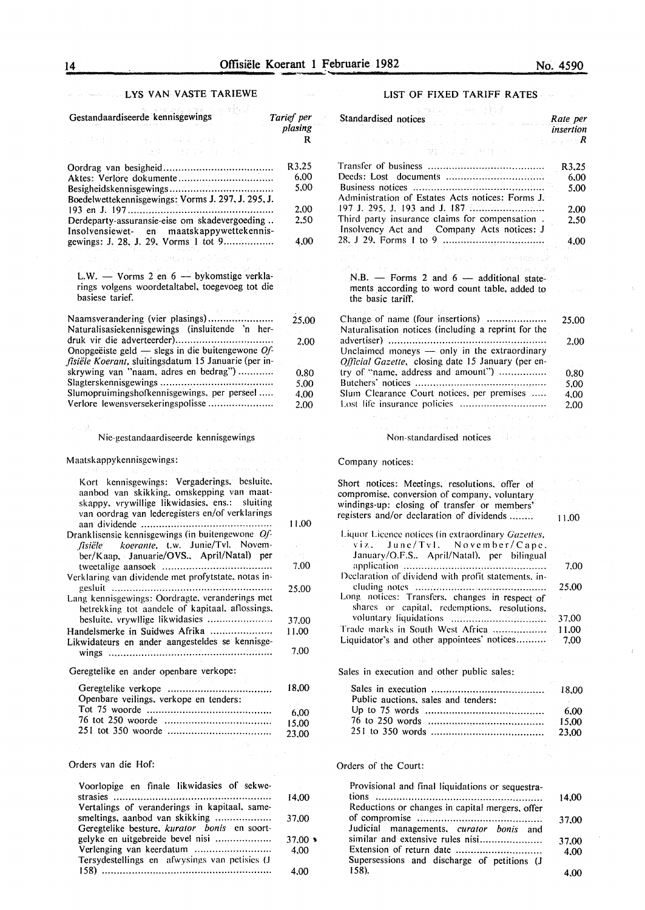## LYS VAN VASTE TARIEWE

| Gestandaardiseerde kennisgewings | *Tarief per plasing* R |
|---|---|
| Oordrag van besigheid | R3,25 |
| Aktes: Verlore dokumente | 6,00 |
| Besigheidskennisgewings | 5,00 |
| Boedelwettekennisgewings: Vorms J. 297, J. 295, J. 193 en J. 197 | 2,00 |
| Derdeparty-assuransie-eise om skadevergoeding | 2,50 |
| Insolvensiewet- en maatskappywettekennisgewings: J. 28, J. 29, Vorms 1 tot 9 | 4,00 |

L.W. — Vorms 2 en 6 — bykomstige verklarings volgens woordetaltabel, toegevoeg tot die basiese tarief.

| | |
|---|---|
| Naamsverandering (vier plasings) | 25,00 |
| Naturalisasiekennisgewings (insluitende 'n herdruk vir die adverteerder) | 2,00 |
| Onopgeëiste geld — slegs in die buitengewone *Offisiële Koerant*, sluitingsdatum 15 Januarie (per inskrywing van "naam, adres en bedrag") | 0,80 |
| Slagterskennisgewings | 5,00 |
| Slumopruimingshofkennisgewings, per perseel | 4,00 |
| Verlore lewensversekeringspolisse | 2,00 |

### Nie-gestandaardiseerde kennisgewings

Maatskappykennisgewings:

| | |
|---|---|
| Kort kennisgewings: Vergaderings, besluite, aanbod van skikking, omskepping van maatskappy, vrywillige likwidasies, ens.: sluiting van oordrag van lederegisters en/of verklarings aan dividende | 11,00 |
| Dranklisensie kennisgewings (in buitengewone *Offisiële koerante*, t.w. Junie/Tvl. November/Kaap, Januarie/OVS., April/Natal) per tweetalige aansoek | 7,00 |
| Verklaring van dividende met profytstate, notas ingesluit | 25,00 |
| Lang kennisgewings: Oordragte, veranderings met betrekking tot aandele of kapitaal, aflossings, besluite, vrywllige likwidasies | 37,00 |
| Handelsmerke in Suidwes Afrika | 11,00 |
| Likwidateurs en ander aangesteldes se kennisgewings | 7,00 |

Geregtelike en ander openbare verkope:

| | |
|---|---|
| Geregtelike verkope | 18,00 |
| Openbare veilings, verkope en tenders: | |
| Tot 75 woorde | 6,00 |
| 76 tot 250 woorde | 15,00 |
| 251 tot 350 woorde | 23,00 |

Orders van die Hof:

| | |
|---|---|
| Voorlopige en finale likwidasies of sekwestrasies | 14,00 |
| Vertalings of veranderings in kapitaal, samesmeltings, aanbod van skikking | 37,00 |
| Geregtelike besture, *kurator bonis* en soortgelyke en uitgebreide bevel nisi | 37,00 |
| Verlenging van keerdatum | 4,00 |
| Tersydestellings en afwysings van petisies (J 158) | 4,00 |

## LIST OF FIXED TARIFF RATES

| Standardised notices | *Rate per insertion* *R* |
|---|---|
| Transfer of business | R3,25 |
| Deeds: Lost documents | 6,00 |
| Business notices | 5,00 |
| Administration of Estates Acts notices: Forms J. 197 J. 295, J. 193 and J. 187 | 2,00 |
| Third party insurance claims for compensation | 2,50 |
| Insolvency Act and Company Acts notices: J 28, J 29, Forms 1 to 9 | 4,00 |

N.B. — Forms 2 and 6 — additional statements according to word count table, added to the basic tariff.

| | |
|---|---|
| Change of name (four insertions) | 25,00 |
| Naturalisation notices (including a reprint for the advertiser) | 2,00 |
| Unclaimed moneys — only in the extraordinary *Official Gazette*, closing date 15 January (per entry of "name, address and amount") | 0,80 |
| Butchers' notices | 5,00 |
| Slum Clearance Court notices, per premises | 4,00 |
| Lost life insurance policies | 2,00 |

### Non-standardised notices

Company notices:

| | |
|---|---|
| Short notices: Meetings, resolutions, offer of compromise, conversion of company, voluntary windings-up: closing of transfer or members' registers and/or declaration of dividends | 11,00 |
| Liquor Licence notices (in extraordinary *Gazettes*, viz. June/Tvl. November/Cape, January/O.F.S., April/Natal), per bilingual application | 7,00 |
| Declaration of dividend with profit statements, including notes | 25,00 |
| Long notices: Transfers, changes in respect of shares or capital, redemptions, resolutions, voluntary liquidations | 37,00 |
| Trade marks in South West Africa | 11,00 |
| Liquidator's and other appointees' notices | 7,00 |

Sales in execution and other public sales:

| | |
|---|---|
| Sales in execution | 18,00 |
| Public auctions, sales and tenders: | |
| Up to 75 words | 6,00 |
| 76 to 250 words | 15,00 |
| 251 to 350 words | 23,00 |

Orders of the Court:

| | |
|---|---|
| Provisional and final liquidations or sequestrations | 14,00 |
| Reductions or changes in capital mergers, offer of compromise | 37,00 |
| Judicial managements, *curator bonis* and similar and extensive rules nisi | 37,00 |
| Extension of return date | 4,00 |
| Supersessions and discharge of petitions (J 158). | 4,00 |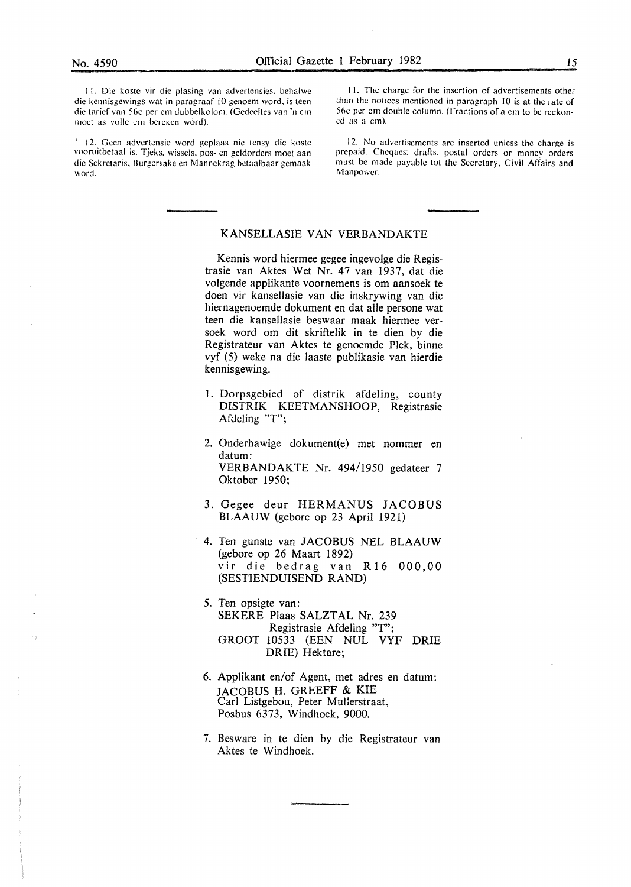11. Die koste vir die plasing van advertensies, behalwe die kennisgewings wat in paragraaf 10 genoem word, is teen die tarief van 56c per cm dubbelkolom. (Gedeeltes van 'n cm moet as volle cm bereken word).

12. Geen advertensie word geplaas nie tensy die koste vooruitbetaal is. Tjeks, wissels, pos- en geldorders moet aan die Sekretaris, Burgersake en Mannekrag betaalbaar gemaak word.

11. The charge for the insertion of advertisements other than the notices mentioned in paragraph 10 is at the rate of 56c per cm double column. (Fractions of a cm to be reckoned as a cm).

12. No advertisements are inserted unless the charge is prepaid. Cheques, drafts, postal orders or money orders must be made payable tot the Secretary, Civil Affairs and Manpower.

## KANSELLASIE VAN VERBANDAKTE

Kennis word hiermee gegee ingevolge die Registrasie van Aktes Wet Nr. 47 van 1937, dat die volgende applikante voornemens is om aansoek te doen vir kansellasie van die inskrywing van die hiernagenoemde dokument en dat alle persone wat teen die kansellasie beswaar maak hiermee versoek word om dit skriftelik in te dien by die Registrateur van Aktes te genoemde Plek, binne vyf (5) weke na die laaste publikasie van hierdie kennisgewing.

1. Dorpsgebied of distrik afdeling, county DISTRIK KEETMANSHOOP, Registrasie Afdeling "T";

2. Onderhawige dokument(e) met nommer en datum:
   VERBANDAKTE Nr. 494/1950 gedateer 7 Oktober 1950;

3. Gegee deur HERMANUS JACOBUS BLAAUW (gebore op 23 April 1921)

4. Ten gunste van JACOBUS NEL BLAAUW (gebore op 26 Maart 1892)
   vir die bedrag van R16 000,00 (SESTIENDUISEND RAND)

5. Ten opsigte van:
   SEKERE Plaas SALZTAL Nr. 239
   Registrasie Afdeling "T";
   GROOT 10533 (EEN NUL VYF DRIE DRIE) Hektare;

6. Applikant en/of Agent, met adres en datum:
   JACOBUS H. GREEFF & KIE
   Carl Listgebou, Peter Mullerstraat,
   Posbus 6373, Windhoek, 9000.

7. Besware in te dien by die Registrateur van Aktes te Windhoek.